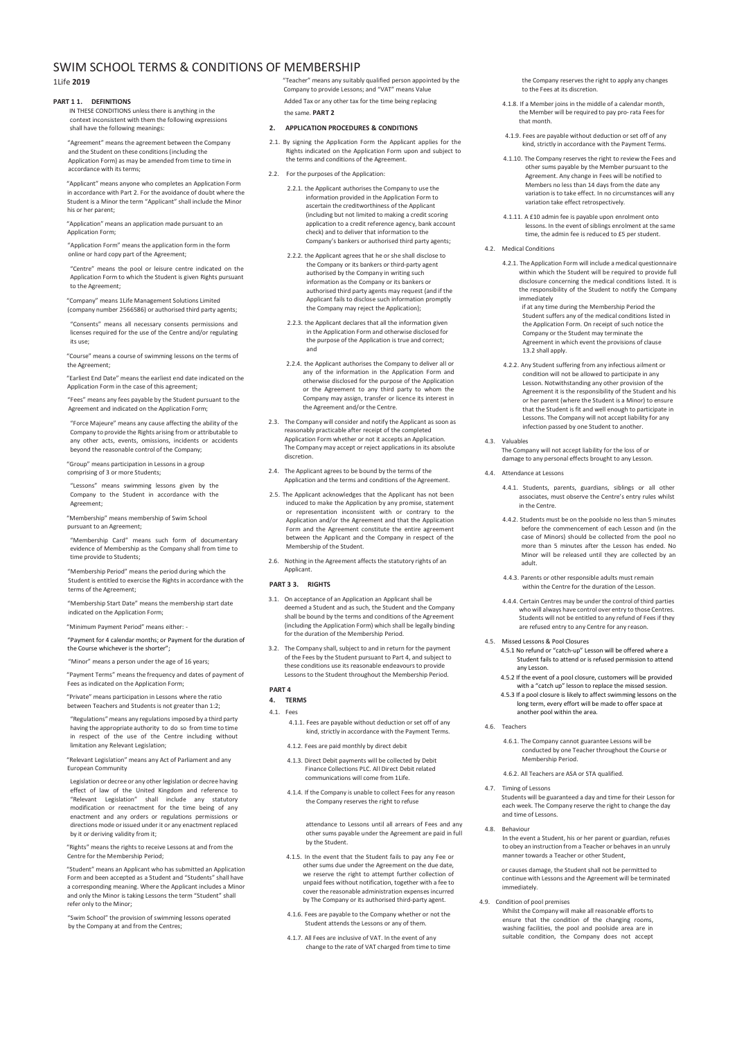# SWIM SCHOOL TERMS & CONDITIONS OF MEMBERSHIP

1Life **2019**

**PART 1 1. DEFINITIONS**

IN THESE CONDITIONS unless there is anything in the context inconsistent with them the following expressions shall have the following meanings:

"Agreement" means the agreement between the Company and the Student on these conditions (including the Application Form) as may be amended from time to time in accordance with its terms;

"Applicant" means anyone who completes an Application Form in accordance with Part 2. For the avoidance of doubt where the Student is a Minor the term "Applicant" shall include the Minor his or her parent;

"Application" means an application made pursuant to an Application Form;

"Application Form" means the application form in the form online or hard copy part of the Agreement;

"Centre" means the pool or leisure centre indicated on the Application Form to which the Student is given Rights pursuant to the Agreement;

"Company" means 1Life Management Solutions Limited (company number 2566586) or authorised third party agents;

"Consents" means all necessary consents permissions and licenses required for the use of the Centre and/or regulating its use;

"Course" means a course of swimming lessons on the terms of the Agreement;

"Earliest End Date" means the earliest end date indicated on the Application Form in the case of this agreement;

"Fees" means any fees payable by the Student pursuant to the Agreement and indicated on the Application Form;

"Force Majeure" means any cause affecting the ability of the Company to provide the Rights arising from or attributable to any other acts, events, omissions, incidents or accidents beyond the reasonable control of the Company;

"Group" means participation in Lessons in a group comprising of 3 or more Students;

"Lessons" means swimming lessons given by the Company to the Student in accordance with the Agreement;

"Membership" means membership of Swim School pursuant to an Agreement;

"Membership Card" means such form of documentary evidence of Membership as the Company shall from time to time provide to Students;

"Membership Period" means the period during which the Student is entitled to exercise the Rights in accordance with the terms of the Agreement;

"Membership Start Date" means the membership start date indicated on the Application Form;

"Minimum Payment Period" means either: -

"Payment for 4 calendar months; or Payment for the duration of the Course whichever is the shorter";

"Minor" means a person under the age of 16 years;

"Payment Terms" means the frequency and dates of payment of Fees as indicated on the Application Form;

"Private" means participation in Lessons where the ratio between Teachers and Students is not greater than 1:2;

"Regulations" means any regulations imposed by a third party having the appropriate authority to do so from time to time in respect of the use of the Centre including without limitation any Relevant Legislation;

"Relevant Legislation" means any Act of Parliament and any European Community

Legislation or decree or any other legislation or decree having effect of law of the United Kingdom and reference to "Relevant Legislation" shall include any statutory modification or reenactment for the time being of any enactment and any orders or regulations permissions or directions mode or issued under it or any enactment replaced by it or deriving validity from it;

"Rights" means the rights to receive Lessons at and from the Centre for the Membership Period;

"Student" means an Applicant who has submitted an Application Form and been accepted as a Student and "Students" shall have a corresponding meaning. Where the Applicant includes a Minor and only the Minor is taking Lessons the term "Student" shall refer only to the Minor;

"Swim School" the provision of swimming lessons operated by the Company at and from the Centres;

"Teacher" means any suitably qualified person appointed by the Company to provide Lessons; and "VAT" means Value Added Tax or any other tax for the time being replacing the same. **PART 2**

**2. APPLICATION PROCEDURES & CONDITIONS**

2.1. By signing the Application Form the Applicant applies for the Rights indicated on the Application Form upon and subject to the terms and conditions of the Agreement.

2.2. For the purposes of the Application:

2.2.1. the Applicant authorises the Company to use the information provided in the Application Form to ascertain the creditworthiness of the Applicant (including but not limited to making a credit scoring application to a credit reference agency, bank account check) and to deliver that information to the Company's bankers or authorised third party agents;

2.2.2. the Applicant agrees that he or she shall disclose to the Company or its bankers or third-party agent authorised by the Company in writing such information as the Company or its bankers or authorised third party agents may request (and if the Applicant fails to disclose such information promptly the Company may reject the Application);

2.2.3. the Applicant declares that all the information given in the Application Form and otherwise disclosed for the purpose of the Application is true and correct; and

2.2.4. the Applicant authorises the Company to deliver all or any of the information in the Application Form and otherwise disclosed for the purpose of the Application or the Agreement to any third party to whom the Company may assign, transfer or licence its interest in the Agreement and/or the Centre.

2.3. The Company will consider and notify the Applicant as soon as reasonably practicable after receipt of the completed Application Form whether or not it accepts an Application. The Company may accept or reject applications in its absolute discretion.

2.4. The Applicant agrees to be bound by the terms of the Application and the terms and conditions of the Agreement.

2.5. The Applicant acknowledges that the Applicant has not been induced to make the Application by any promise, statement or representation inconsistent with or contrary to the Application and/or the Agreement and that the Application Form and the Agreement constitute the entire agreement between the Applicant and the Company in respect of the Membership of the Student.

2.6. Nothing in the Agreement affects the statutory rights of an Applicant.

**PART 3 3. RIGHTS**

3.1. On acceptance of an Application an Applicant shall be deemed a Student and as such, the Student and the Company shall be bound by the terms and conditions of the Agreement (including the Application Form) which shall be legally binding for the duration of the Membership Period.

3.2. The Company shall, subject to and in return for the payment of the Fees by the Student pursuant to Part 4, and subject to these conditions use its reasonable endeavours to provide Lessons to the Student throughout the Membership Period.

**PART 4**

**4. TERMS**

4.1. Fees

4.1.1. Fees are payable without deduction or set off of any kind, strictly in accordance with the Payment Terms.

4.1.2. Fees are paid monthly by direct debit

4.1.3. Direct Debit payments will be collected by Debit Finance Collections PLC. All Direct Debit related communications will come from 1Life.

4.1.4. If the Company is unable to collect Fees for any reason the Company reserves the right to refuse

attendance to Lessons until all arrears of Fees and any other sums payable under the Agreement are paid in full by the Student.

4.1.5. In the event that the Student fails to pay any Fee or other sums due under the Agreement on the due date, we reserve the right to attempt further collection of unpaid fees without notification, together with a fee to cover the reasonable administration expenses incurred by The Company or its authorised third-party agent.

4.1.6. Fees are payable to the Company whether or not the Student attends the Lessons or any of them.

4.1.7. All Fees are inclusive of VAT. In the event of any change to the rate of VAT charged from time to time the Company reserves the right to apply any changes to the Fees at its discretion.

4.1.8. If a Member joins in the middle of a calendar month, the Member will be required to pay pro- rata Fees for that month.

4.1.9. Fees are payable without deduction or set off of any kind, strictly in accordance with the Payment Terms.

4.1.10. The Company reserves the right to review the Fees and other sums payable by the Member pursuant to the Agreement. Any change in Fees will be notified to Members no less than 14 days from the date any variation is to take effect. In no circumstances will any variation take effect retrospectively.

4.1.11. A £10 admin fee is payable upon enrolment onto lessons. In the event of siblings enrolment at the same time, the admin fee is reduced to £5 per student.

4.2. Medical Conditions

4.2.1. The Application Form will include a medical questionnaire within which the Student will be required to provide full disclosure concerning the medical conditions listed. It is the responsibility of the Student to notify the Company immediately if at any time during the Membership Period the Student suffers any of the medical conditions listed in the Application Form. On receipt of such notice the Company or the Student may terminate the Agreement in which event the provisions of clause 13.2 shall apply.

4.2.2. Any Student suffering from any infectious ailment or condition will not be allowed to participate in any Lesson. Notwithstanding any other provision of the Agreement it is the responsibility of the Student and his or her parent (where the Student is a Minor) to ensure that the Student is fit and well enough to participate in Lessons. The Company will not accept liability for any infection passed by one Student to another.

4.3. Valuables

The Company will not accept liability for the loss of or damage to any personal effects brought to any Lesson.

4.4. Attendance at Lessons

4.4.1. Students, parents, guardians, siblings or all other associates, must observe the Centre's entry rules whilst in the Centre.

4.4.2. Students must be on the poolside no less than 5 minutes before the commencement of each Lesson and (in the case of Minors) should be collected from the pool no more than 5 minutes after the Lesson has ended. No Minor will be released until they are collected by an adult.

4.4.3. Parents or other responsible adults must remain within the Centre for the duration of the Lesson.

4.4.4. Certain Centres may be under the control of third parties who will always have control over entry to those Centres. Students will not be entitled to any refund of Fees if they are refused entry to any Centre for any reason.

4.5. Missed Lessons & Pool Closures

4.5.1 No refund or "catch-up" Lesson will be offered where a Student fails to attend or is refused permission to attend any Lesson.

4.5.2 If the event of a pool closure, customers will be provided with a "catch up" lesson to replace the missed session.

4.5.3 If a pool closure is likely to affect swimming lessons on the long term, every effort will be made to offer space at another pool within the area.

4.6. Teachers

4.6.1. The Company cannot guarantee Lessons will be conducted by one Teacher throughout the Course or Membership Period.

4.6.2. All Teachers are ASA or STA qualified.

4.7. Timing of Lessons

Students will be guaranteed a day and time for their Lesson for each week. The Company reserve the right to change the day and time of Lessons.

4.8. Behaviour

In the event a Student, his or her parent or guardian, refuses to obey an instruction from a Teacher or behaves in an unruly manner towards a Teacher or other Student,

or causes damage, the Student shall not be permitted to continue with Lessons and the Agreement will be terminated immediately.

4.9. Condition of pool premises

Whilst the Company will make all reasonable efforts to ensure that the condition of the changing rooms, washing facilities, the pool and poolside area are in suitable condition, the Company does not accept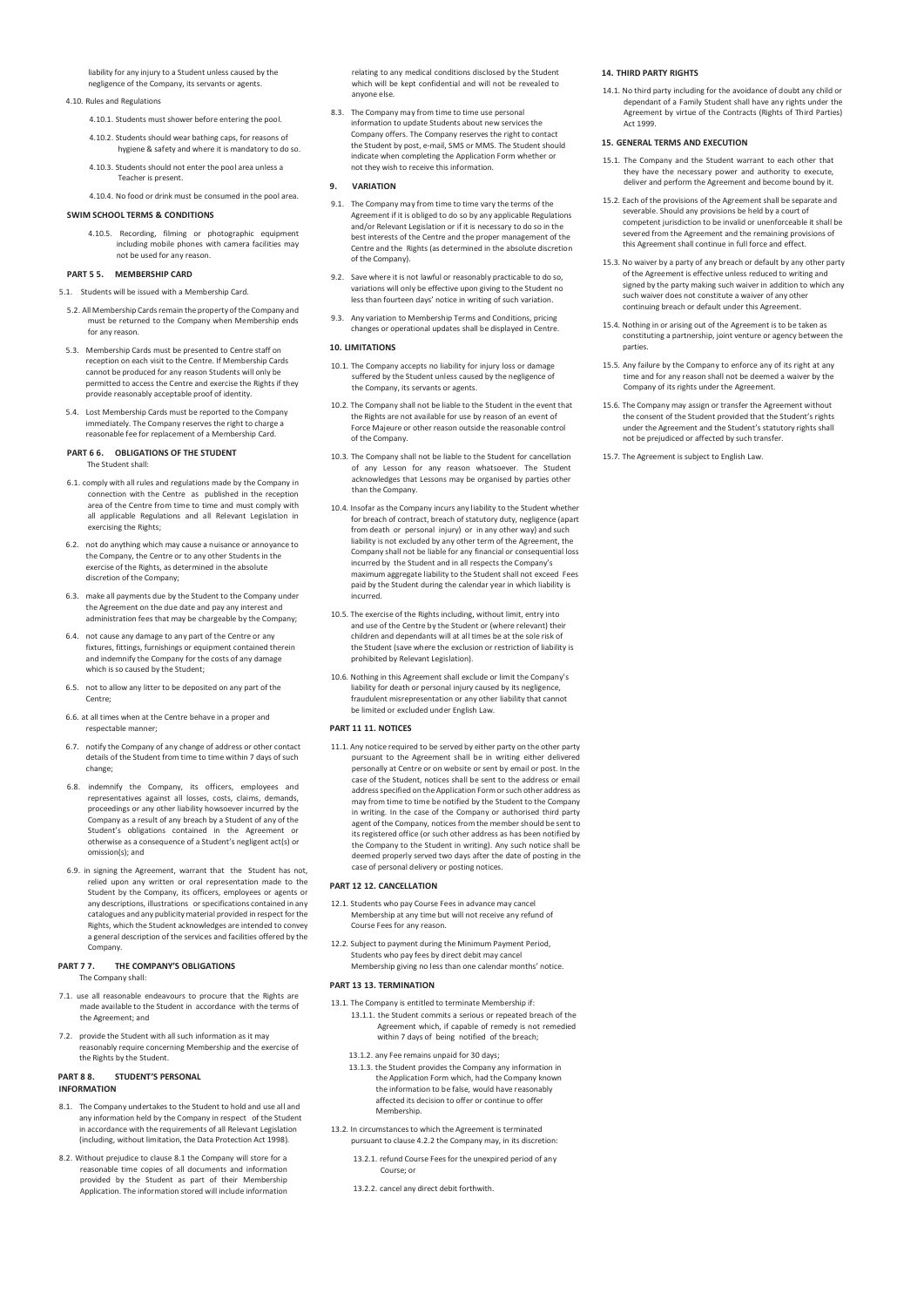liability for any injury to a Student unless caused by the negligence of the Company, its servants or agents.

4.10. Rules and Regulations

4.10.1. Students must shower before entering the pool.

4.10.2. Students should wear bathing caps, for reasons of hygiene & safety and where it is mandatory to do so.

4.10.3. Students should not enter the pool area unless a Teacher is present.

4.10.4. No food or drink must be consumed in the pool area.

**SWIM SCHOOL TERMS & CONDITIONS**

4.10.5. Recording, filming or photographic equipment including mobile phones with camera facilities may not be used for any reason.

**PART 5 5. MEMBERSHIP CARD**

5.1. Students will be issued with a Membership Card.

5.2. All Membership Cards remain the property of the Company and must be returned to the Company when Membership ends for any reason.

5.3. Membership Cards must be presented to Centre staff on reception on each visit to the Centre. If Membership Cards cannot be produced for any reason Students will only be permitted to access the Centre and exercise the Rights if they provide reasonably acceptable proof of identity.

5.4. Lost Membership Cards must be reported to the Company immediately. The Company reserves the right to charge a reasonable fee for replacement of a Membership Card.

**PART 6 6. OBLIGATIONS OF THE STUDENT**

The Student shall:

6.1. comply with all rules and regulations made by the Company in connection with the Centre as published in the reception area of the Centre from time to time and must comply with all applicable Regulations and all Relevant Legislation in exercising the Rights;

6.2. not do anything which may cause a nuisance or annoyance to the Company, the Centre or to any other Students in the exercise of the Rights, as determined in the absolute discretion of the Company;

6.3. make all payments due by the Student to the Company under the Agreement on the due date and pay any interest and administration fees that may be chargeable by the Company;

6.4. not cause any damage to any part of the Centre or any fixtures, fittings, furnishings or equipment contained therein and indemnify the Company for the costs of any damage which is so caused by the Student;

6.5. not to allow any litter to be deposited on any part of the Centre;

6.6. at all times when at the Centre behave in a proper and respectable manner;

6.7. notify the Company of any change of address or other contact details of the Student from time to time within 7 days of such change;

6.8. indemnify the Company, its officers, employees and representatives against all losses, costs, claims, demands, proceedings or any other liability howsoever incurred by the Company as a result of any breach by a Student of any of the Student's obligations contained in the Agreement or otherwise as a consequence of a Student's negligent act(s) or omission(s); and

6.9. in signing the Agreement, warrant that the Student has not, relied upon any written or oral representation made to the Student by the Company, its officers, employees or agents or any descriptions, illustrations or specifications contained in any catalogues and any publicity material provided in respect for the Rights, which the Student acknowledges are intended to convey a general description of the services and facilities offered by the Company.

**PART 7 7. THE COMPANY'S OBLIGATIONS**

The Company shall:

7.1. use all reasonable endeavours to procure that the Rights are made available to the Student in accordance with the terms of the Agreement; and

7.2. provide the Student with all such information as it may reasonably require concerning Membership and the exercise of the Rights by the Student.

**PART 8 8. STUDENT'S PERSONAL INFORMATION**

8.1. The Company undertakes to the Student to hold and use all and any information held by the Company in respect of the Student in accordance with the requirements of all Relevant Legislation (including, without limitation, the Data Protection Act 1998).

8.2. Without prejudice to clause 8.1 the Company will store for a reasonable time copies of all documents and information provided by the Student as part of their Membership Application. The information stored will include information relating to any medical conditions disclosed by the Student which will be kept confidential and will not be revealed to anyone else.

8.3. The Company may from time to time use personal information to update Students about new services the Company offers. The Company reserves the right to contact the Student by post, e-mail, SMS or MMS. The Student should indicate when completing the Application Form whether or not they wish to receive this information.

**9. VARIATION**

9.1. The Company may from time to time vary the terms of the Agreement if it is obliged to do so by any applicable Regulations and/or Relevant Legislation or if it is necessary to do so in the best interests of the Centre and the proper management of the Centre and the Rights (as determined in the absolute discretion of the Company).

9.2. Save where it is not lawful or reasonably practicable to do so, variations will only be effective upon giving to the Student no less than fourteen days' notice in writing of such variation.

9.3. Any variation to Membership Terms and Conditions, pricing changes or operational updates shall be displayed in Centre.

**10. LIMITATIONS**

10.1. The Company accepts no liability for injury loss or damage suffered by the Student unless caused by the negligence of the Company, its servants or agents.

10.2. The Company shall not be liable to the Student in the event that the Rights are not available for use by reason of an event of Force Majeure or other reason outside the reasonable control of the Company.

10.3. The Company shall not be liable to the Student for cancellation of any Lesson for any reason whatsoever. The Student acknowledges that Lessons may be organised by parties other than the Company.

10.4. Insofar as the Company incurs any liability to the Student whether for breach of contract, breach of statutory duty, negligence (apart from death or personal injury) or in any other way) and such liability is not excluded by any other term of the Agreement, the Company shall not be liable for any financial or consequential loss incurred by the Student and in all respects the Company's maximum aggregate liability to the Student shall not exceed Fees paid by the Student during the calendar year in which liability is incurred.

10.5. The exercise of the Rights including, without limit, entry into and use of the Centre by the Student or (where relevant) their children and dependants will at all times be at the sole risk of the Student (save where the exclusion or restriction of liability is prohibited by Relevant Legislation).

10.6. Nothing in this Agreement shall exclude or limit the Company's liability for death or personal injury caused by its negligence, fraudulent misrepresentation or any other liability that cannot be limited or excluded under English Law.

**PART 11 11. NOTICES**

11.1. Any notice required to be served by either party on the other party pursuant to the Agreement shall be in writing either delivered personally at Centre or on website or sent by email or post. In the case of the Student, notices shall be sent to the address or email address specified on the Application Form or such other address as may from time to time be notified by the Student to the Company in writing. In the case of the Company or authorised third party agent of the Company, notices from the member should be sent to its registered office (or such other address as has been notified by the Company to the Student in writing). Any such notice shall be deemed properly served two days after the date of posting in the case of personal delivery or posting notices.

**PART 12 12. CANCELLATION**

12.1. Students who pay Course Fees in advance may cancel Membership at any time but will not receive any refund of Course Fees for any reason.

12.2. Subject to payment during the Minimum Payment Period, Students who pay fees by direct debit may cancel Membership giving no less than one calendar months' notice.

**PART 13 13. TERMINATION**

13.1. The Company is entitled to terminate Membership if:

13.1.1. the Student commits a serious or repeated breach of the Agreement which, if capable of remedy is not remedied within 7 days of being notified of the breach;

13.1.2. any Fee remains unpaid for 30 days;

13.1.3. the Student provides the Company any information in the Application Form which, had the Company known the information to be false, would have reasonably affected its decision to offer or continue to offer Membership.

13.2. In circumstances to which the Agreement is terminated pursuant to clause 4.2.2 the Company may, in its discretion:

13.2.1. refund Course Fees for the unexpired period of any Course; or

13.2.2. cancel any direct debit forthwith.

**14. THIRD PARTY RIGHTS**

14.1. No third party including for the avoidance of doubt any child or dependant of a Family Student shall have any rights under the Agreement by virtue of the Contracts (Rights of Third Parties) Act 1999.

**15. GENERAL TERMS AND EXECUTION**

15.1. The Company and the Student warrant to each other that they have the necessary power and authority to execute, deliver and perform the Agreement and become bound by it.

15.2. Each of the provisions of the Agreement shall be separate and severable. Should any provisions be held by a court of competent jurisdiction to be invalid or unenforceable it shall be severed from the Agreement and the remaining provisions of this Agreement shall continue in full force and effect.

15.3. No waiver by a party of any breach or default by any other party of the Agreement is effective unless reduced to writing and signed by the party making such waiver in addition to which any such waiver does not constitute a waiver of any other continuing breach or default under this Agreement.

15.4. Nothing in or arising out of the Agreement is to be taken as constituting a partnership, joint venture or agency between the parties.

15.5. Any failure by the Company to enforce any of its right at any time and for any reason shall not be deemed a waiver by the Company of its rights under the Agreement.

15.6. The Company may assign or transfer the Agreement without the consent of the Student provided that the Student's rights under the Agreement and the Student's statutory rights shall not be prejudiced or affected by such transfer.

15.7. The Agreement is subject to English Law.